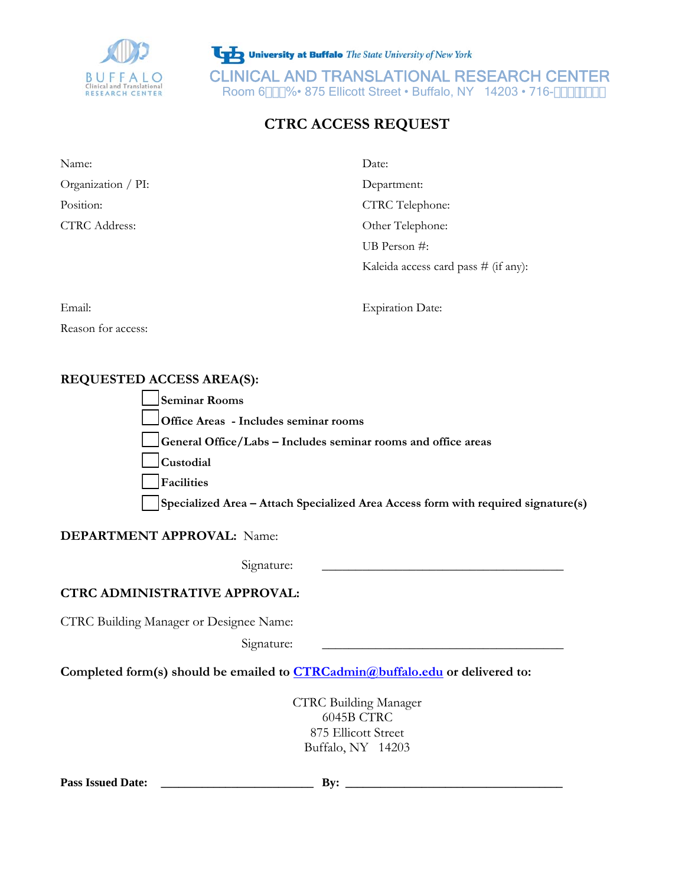BUFFALO Clinical and Translational RESEARCH CENTER

University at Buffalo *The State University of New York*

CLINICAL AND TRANSLATIONAL RESEARCH CENTER

Room 6□□□%• 875 Ellicott Street • Buffalo, NY 14203 • 716-□□□□□□□

# CTRC ACCESS REQUEST

Name:

Organization / PI:

Position:

CTRC Address:

Date:

Department:

CTRC Telephone:

Other Telephone:

UB Person #:

Kaleida access card pass # (if any):

Email:

Expiration Date:

Reason for access:

**REQUESTED ACCESS AREA(S):**

- ☐ **Seminar Rooms**
- ☐ **Office Areas - Includes seminar rooms**
- ☐ **General Office/Labs – Includes seminar rooms and office areas**
- ☐ **Custodial**
- ☐ **Facilities**
- ☐ **Specialized Area – Attach Specialized Area Access form with required signature(s)**

**DEPARTMENT APPROVAL:** Name:

Signature: ____________________________________

**CTRC ADMINISTRATIVE APPROVAL:**

CTRC Building Manager or Designee Name:

Signature: ____________________________________

**Completed form(s) should be emailed to CTRCadmin@buffalo.edu or delivered to:**

CTRC Building Manager
6045B CTRC
875 Ellicott Street
Buffalo, NY 14203

**Pass Issued Date:** ________________________ **By:** ____________________________________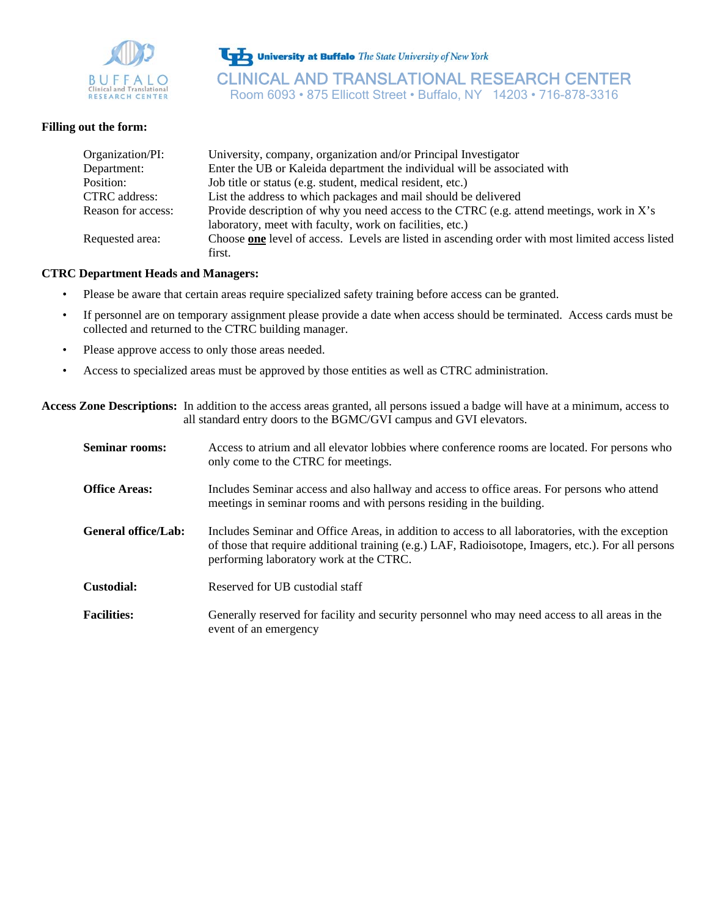**University at Buffalo** *The State University of New York*

CLINICAL AND TRANSLATIONAL RESEARCH CENTER

Room 6093 • 875 Ellicott Street • Buffalo, NY 14203 • 716-878-3316

**Filling out the form:**

| | |
|---|---|
| Organization/PI: | University, company, organization and/or Principal Investigator |
| Department: | Enter the UB or Kaleida department the individual will be associated with |
| Position: | Job title or status (e.g. student, medical resident, etc.) |
| CTRC address: | List the address to which packages and mail should be delivered |
| Reason for access: | Provide description of why you need access to the CTRC (e.g. attend meetings, work in X's laboratory, meet with faculty, work on facilities, etc.) |
| Requested area: | Choose **one** level of access. Levels are listed in ascending order with most limited access listed first. |

**CTRC Department Heads and Managers:**

- Please be aware that certain areas require specialized safety training before access can be granted.
- If personnel are on temporary assignment please provide a date when access should be terminated. Access cards must be collected and returned to the CTRC building manager.
- Please approve access to only those areas needed.
- Access to specialized areas must be approved by those entities as well as CTRC administration.

**Access Zone Descriptions:** In addition to the access areas granted, all persons issued a badge will have at a minimum, access to all standard entry doors to the BGMC/GVI campus and GVI elevators.

| | |
|---|---|
| **Seminar rooms:** | Access to atrium and all elevator lobbies where conference rooms are located. For persons who only come to the CTRC for meetings. |
| **Office Areas:** | Includes Seminar access and also hallway and access to office areas. For persons who attend meetings in seminar rooms and with persons residing in the building. |
| **General office/Lab:** | Includes Seminar and Office Areas, in addition to access to all laboratories, with the exception of those that require additional training (e.g.) LAF, Radioisotope, Imagers, etc.). For all persons performing laboratory work at the CTRC. |
| **Custodial:** | Reserved for UB custodial staff |
| **Facilities:** | Generally reserved for facility and security personnel who may need access to all areas in the event of an emergency |